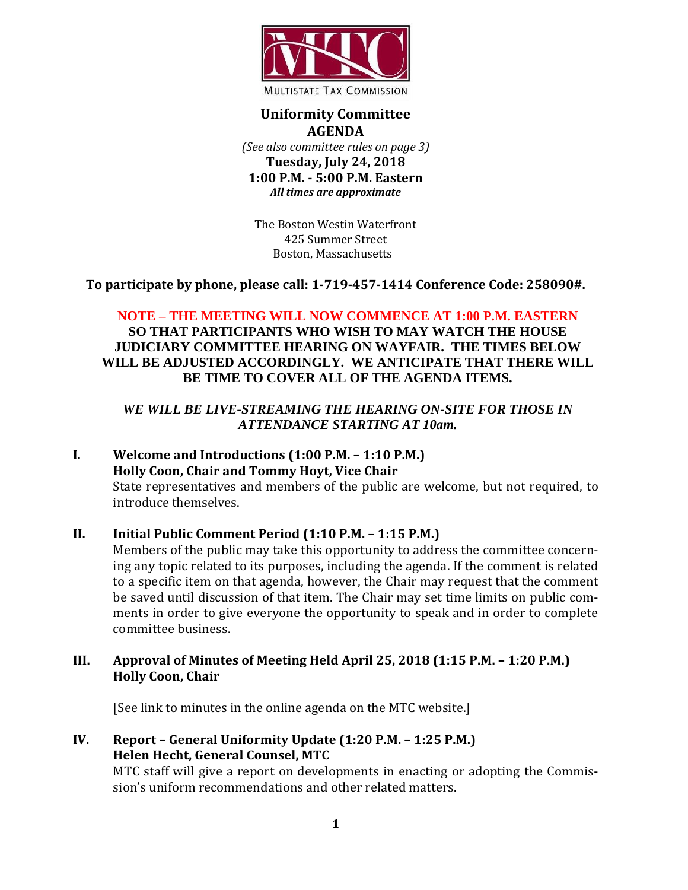MULTISTATE TAX COMMISSION

# Uniformity Committee
# AGENDA

*(See also committee rules on page 3)*

**Tuesday, July 24, 2018**
**1:00 P.M. - 5:00 P.M. Eastern**
***All times are approximate***

The Boston Westin Waterfront
425 Summer Street
Boston, Massachusetts

**To participate by phone, please call: 1-719-457-1414 Conference Code: 258090#.**

**NOTE – THE MEETING WILL NOW COMMENCE AT 1:00 P.M. EASTERN SO THAT PARTICIPANTS WHO WISH TO MAY WATCH THE HOUSE JUDICIARY COMMITTEE HEARING ON WAYFAIR. THE TIMES BELOW WILL BE ADJUSTED ACCORDINGLY. WE ANTICIPATE THAT THERE WILL BE TIME TO COVER ALL OF THE AGENDA ITEMS.**

***WE WILL BE LIVE-STREAMING THE HEARING ON-SITE FOR THOSE IN ATTENDANCE STARTING AT 10am.***

**I. Welcome and Introductions (1:00 P.M. – 1:10 P.M.)**
**Holly Coon, Chair and Tommy Hoyt, Vice Chair**

State representatives and members of the public are welcome, but not required, to introduce themselves.

**II. Initial Public Comment Period (1:10 P.M. – 1:15 P.M.)**

Members of the public may take this opportunity to address the committee concerning any topic related to its purposes, including the agenda. If the comment is related to a specific item on that agenda, however, the Chair may request that the comment be saved until discussion of that item. The Chair may set time limits on public comments in order to give everyone the opportunity to speak and in order to complete committee business.

**III. Approval of Minutes of Meeting Held April 25, 2018 (1:15 P.M. – 1:20 P.M.)**
**Holly Coon, Chair**

[See link to minutes in the online agenda on the MTC website.]

**IV. Report – General Uniformity Update (1:20 P.M. – 1:25 P.M.)**
**Helen Hecht, General Counsel, MTC**

MTC staff will give a report on developments in enacting or adopting the Commission's uniform recommendations and other related matters.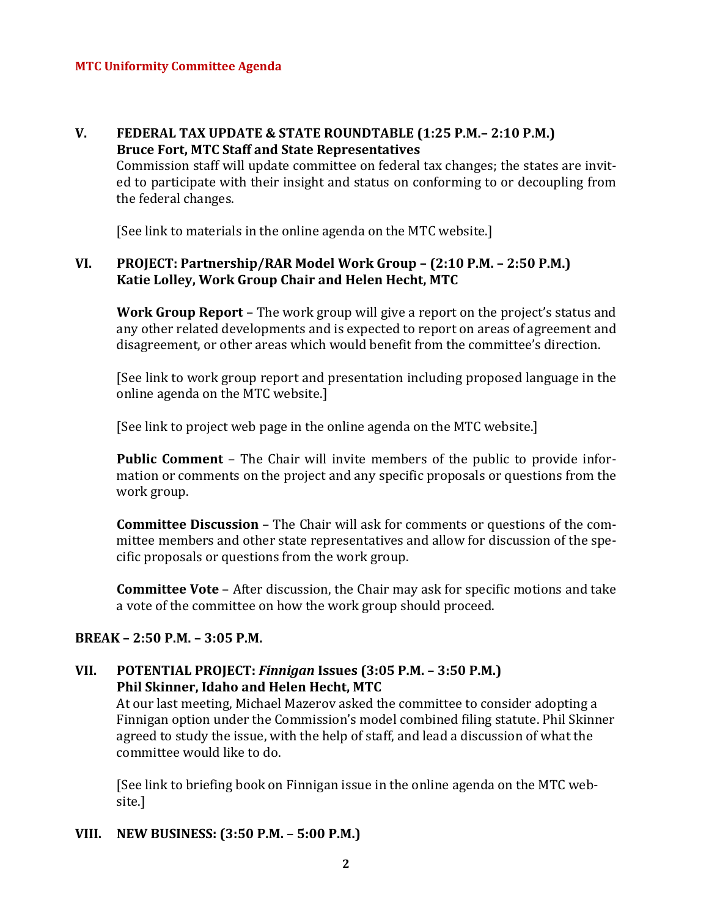## V. FEDERAL TAX UPDATE & STATE ROUNDTABLE (1:25 P.M.– 2:10 P.M.)
**Bruce Fort, MTC Staff and State Representatives**

Commission staff will update committee on federal tax changes; the states are invited to participate with their insight and status on conforming to or decoupling from the federal changes.

[See link to materials in the online agenda on the MTC website.]

## VI. PROJECT: Partnership/RAR Model Work Group – (2:10 P.M. – 2:50 P.M.)
**Katie Lolley, Work Group Chair and Helen Hecht, MTC**

**Work Group Report** – The work group will give a report on the project's status and any other related developments and is expected to report on areas of agreement and disagreement, or other areas which would benefit from the committee's direction.

[See link to work group report and presentation including proposed language in the online agenda on the MTC website.]

[See link to project web page in the online agenda on the MTC website.]

**Public Comment** – The Chair will invite members of the public to provide information or comments on the project and any specific proposals or questions from the work group.

**Committee Discussion** – The Chair will ask for comments or questions of the committee members and other state representatives and allow for discussion of the specific proposals or questions from the work group.

**Committee Vote** – After discussion, the Chair may ask for specific motions and take a vote of the committee on how the work group should proceed.

**BREAK – 2:50 P.M. – 3:05 P.M.**

## VII. POTENTIAL PROJECT: *Finnigan* Issues (3:05 P.M. – 3:50 P.M.)
**Phil Skinner, Idaho and Helen Hecht, MTC**

At our last meeting, Michael Mazerov asked the committee to consider adopting a Finnigan option under the Commission's model combined filing statute. Phil Skinner agreed to study the issue, with the help of staff, and lead a discussion of what the committee would like to do.

[See link to briefing book on Finnigan issue in the online agenda on the MTC website.]

## VIII. NEW BUSINESS: (3:50 P.M. – 5:00 P.M.)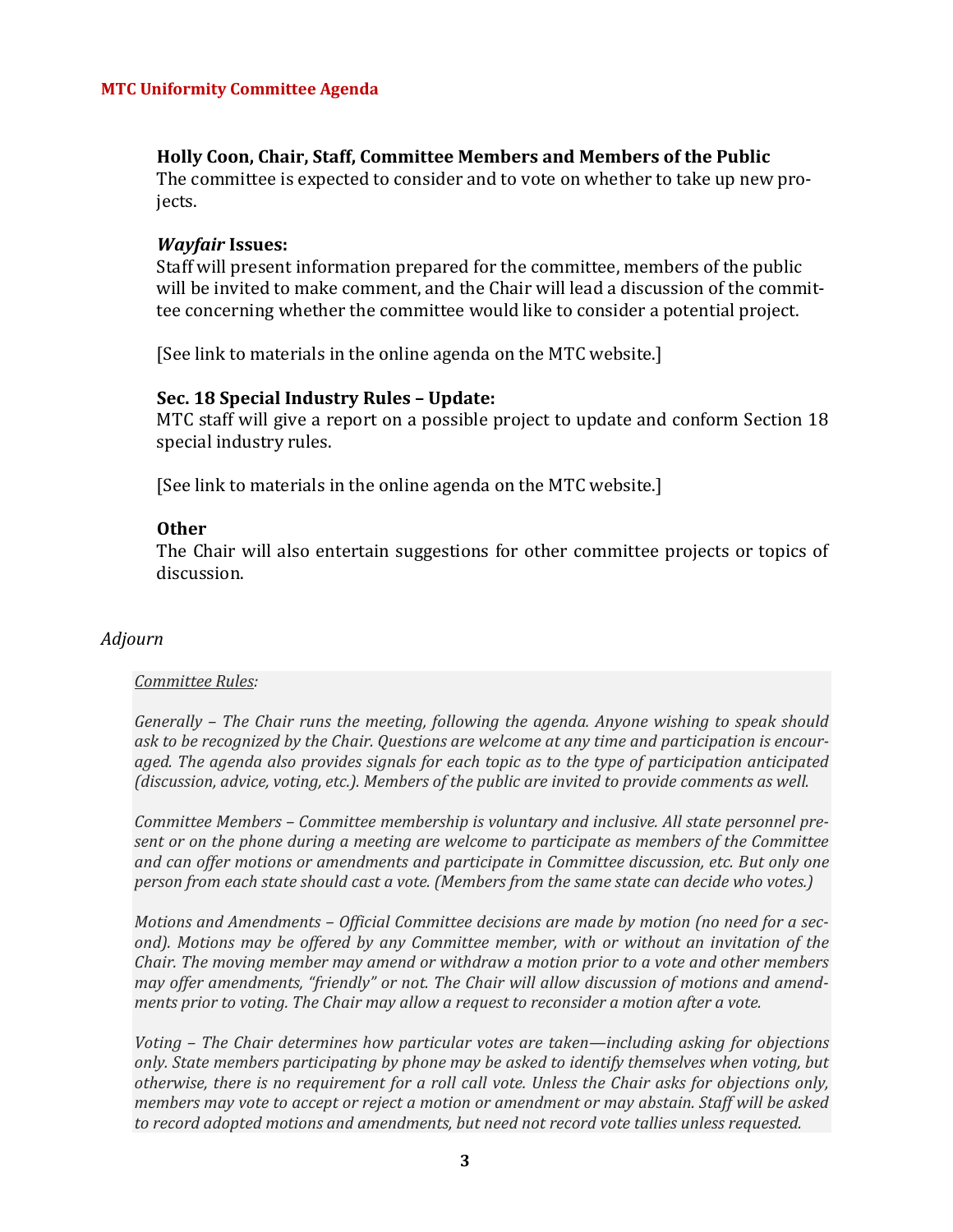**Holly Coon, Chair, Staff, Committee Members and Members of the Public**
The committee is expected to consider and to vote on whether to take up new projects.

***Wayfair* Issues:**
Staff will present information prepared for the committee, members of the public will be invited to make comment, and the Chair will lead a discussion of the committee concerning whether the committee would like to consider a potential project.

[See link to materials in the online agenda on the MTC website.]

**Sec. 18 Special Industry Rules – Update:**
MTC staff will give a report on a possible project to update and conform Section 18 special industry rules.

[See link to materials in the online agenda on the MTC website.]

**Other**
The Chair will also entertain suggestions for other committee projects or topics of discussion.

*Adjourn*

*<u>Committee Rules</u>:*

*Generally – The Chair runs the meeting, following the agenda. Anyone wishing to speak should ask to be recognized by the Chair. Questions are welcome at any time and participation is encouraged. The agenda also provides signals for each topic as to the type of participation anticipated (discussion, advice, voting, etc.). Members of the public are invited to provide comments as well.*

*Committee Members – Committee membership is voluntary and inclusive. All state personnel present or on the phone during a meeting are welcome to participate as members of the Committee and can offer motions or amendments and participate in Committee discussion, etc. But only one person from each state should cast a vote. (Members from the same state can decide who votes.)*

*Motions and Amendments – Official Committee decisions are made by motion (no need for a second). Motions may be offered by any Committee member, with or without an invitation of the Chair. The moving member may amend or withdraw a motion prior to a vote and other members may offer amendments, "friendly" or not. The Chair will allow discussion of motions and amendments prior to voting. The Chair may allow a request to reconsider a motion after a vote.*

*Voting – The Chair determines how particular votes are taken—including asking for objections only. State members participating by phone may be asked to identify themselves when voting, but otherwise, there is no requirement for a roll call vote. Unless the Chair asks for objections only, members may vote to accept or reject a motion or amendment or may abstain. Staff will be asked to record adopted motions and amendments, but need not record vote tallies unless requested.*